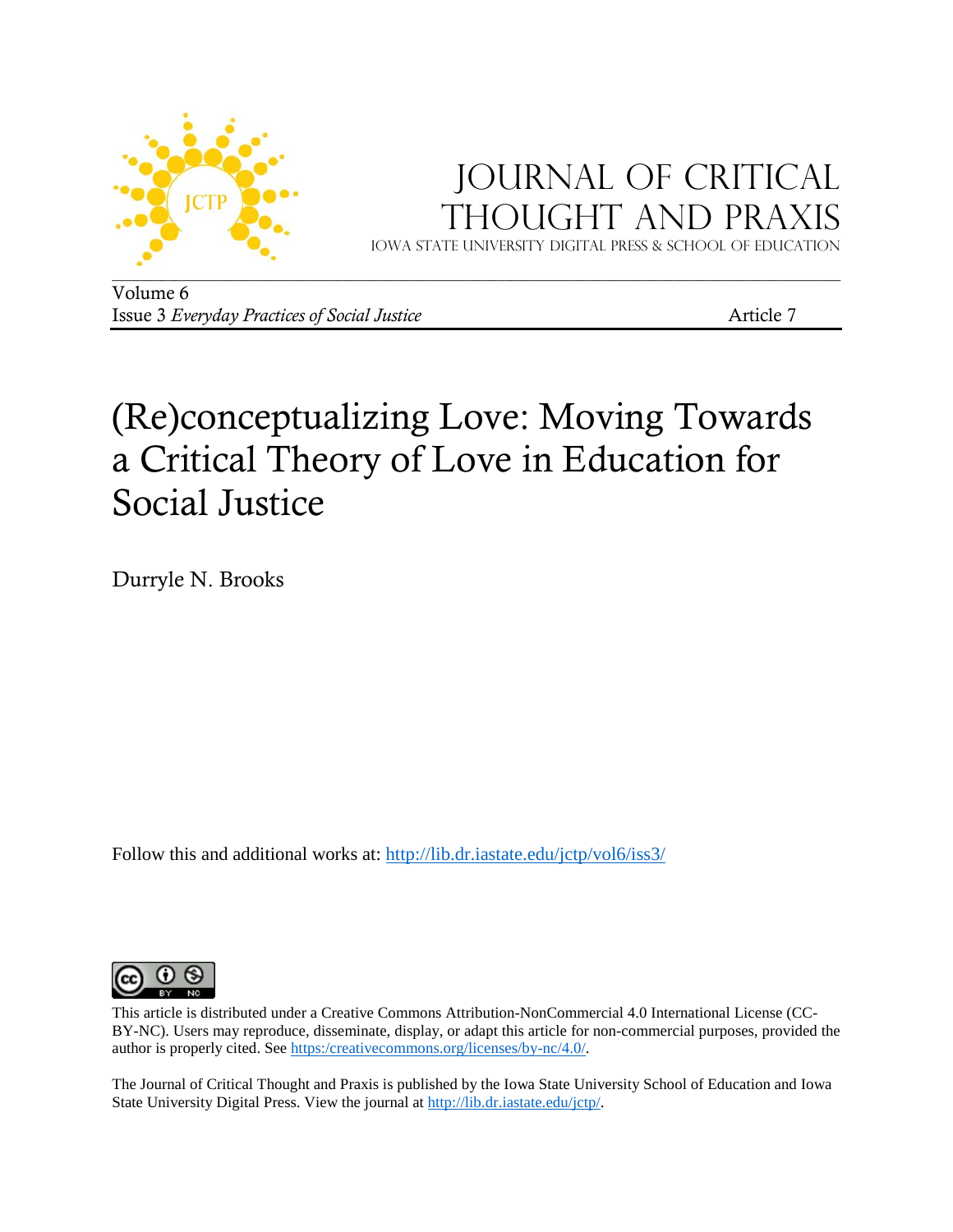# Journal of Critical Thought and Praxis

Iowa State University Digital Press & School of Education

Volume 6
Issue 3 *Everyday Practices of Social Justice* Article 7

# (Re)conceptualizing Love: Moving Towards a Critical Theory of Love in Education for Social Justice

Durryle N. Brooks

Follow this and additional works at: http://lib.dr.iastate.edu/jctp/vol6/iss3/

This article is distributed under a Creative Commons Attribution-NonCommercial 4.0 International License (CC-BY-NC). Users may reproduce, disseminate, display, or adapt this article for non-commercial purposes, provided the author is properly cited. See https:/creativecommons.org/licenses/by-nc/4.0/.

The Journal of Critical Thought and Praxis is published by the Iowa State University School of Education and Iowa State University Digital Press. View the journal at http://lib.dr.iastate.edu/jctp/.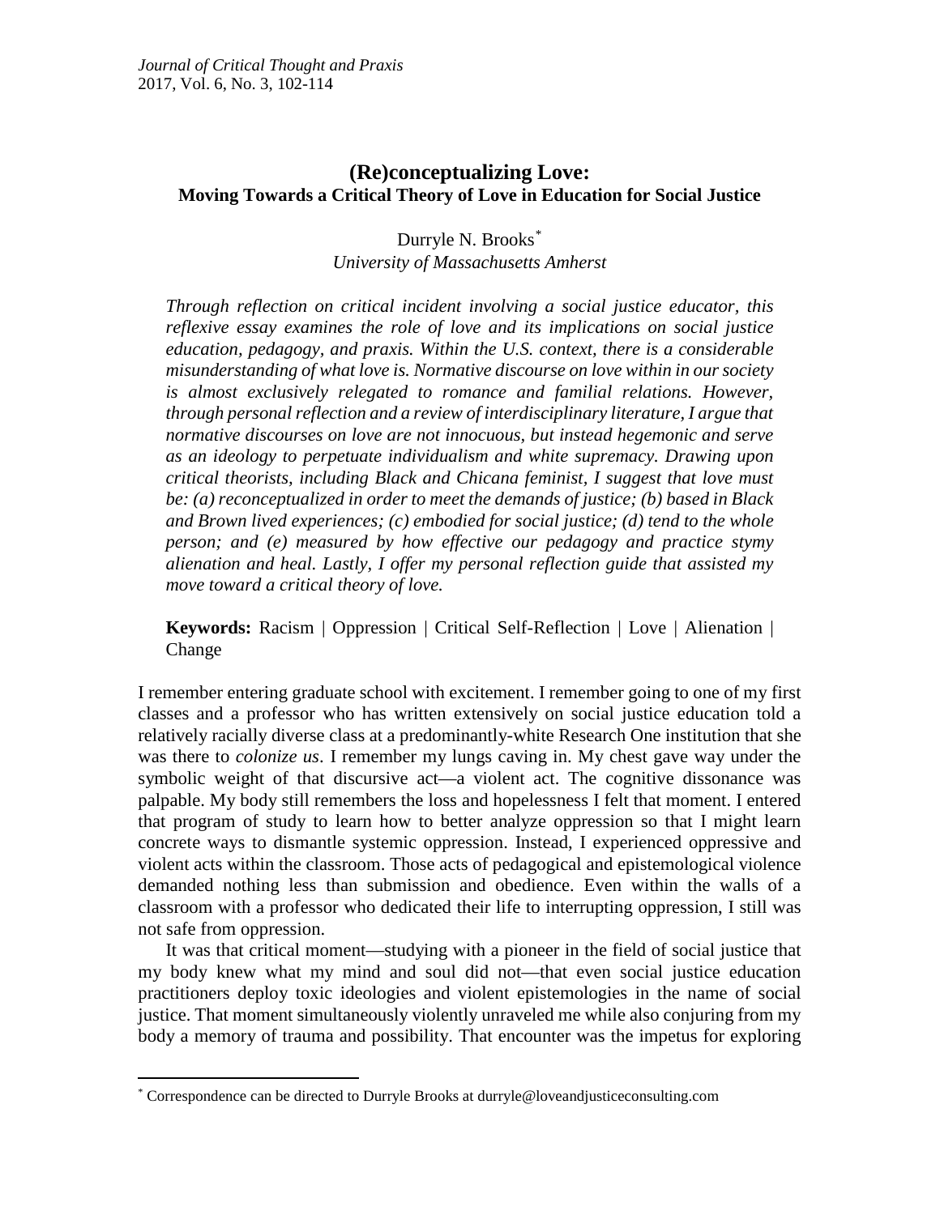# (Re)conceptualizing Love:
## Moving Towards a Critical Theory of Love in Education for Social Justice

Durryle N. Brooks[*]
*University of Massachusetts Amherst*

*Through reflection on critical incident involving a social justice educator, this reflexive essay examines the role of love and its implications on social justice education, pedagogy, and praxis. Within the U.S. context, there is a considerable misunderstanding of what love is. Normative discourse on love within in our society is almost exclusively relegated to romance and familial relations. However, through personal reflection and a review of interdisciplinary literature, I argue that normative discourses on love are not innocuous, but instead hegemonic and serve as an ideology to perpetuate individualism and white supremacy. Drawing upon critical theorists, including Black and Chicana feminist, I suggest that love must be: (a) reconceptualized in order to meet the demands of justice; (b) based in Black and Brown lived experiences; (c) embodied for social justice; (d) tend to the whole person; and (e) measured by how effective our pedagogy and practice stymy alienation and heal. Lastly, I offer my personal reflection guide that assisted my move toward a critical theory of love.*

**Keywords:** Racism | Oppression | Critical Self-Reflection | Love | Alienation | Change

I remember entering graduate school with excitement. I remember going to one of my first classes and a professor who has written extensively on social justice education told a relatively racially diverse class at a predominantly-white Research One institution that she was there to *colonize us*. I remember my lungs caving in. My chest gave way under the symbolic weight of that discursive act—a violent act. The cognitive dissonance was palpable. My body still remembers the loss and hopelessness I felt that moment. I entered that program of study to learn how to better analyze oppression so that I might learn concrete ways to dismantle systemic oppression. Instead, I experienced oppressive and violent acts within the classroom. Those acts of pedagogical and epistemological violence demanded nothing less than submission and obedience. Even within the walls of a classroom with a professor who dedicated their life to interrupting oppression, I still was not safe from oppression.

It was that critical moment—studying with a pioneer in the field of social justice that my body knew what my mind and soul did not—that even social justice education practitioners deploy toxic ideologies and violent epistemologies in the name of social justice. That moment simultaneously violently unraveled me while also conjuring from my body a memory of trauma and possibility. That encounter was the impetus for exploring

[*] Correspondence can be directed to Durryle Brooks at durryle@loveandjusticeconsulting.com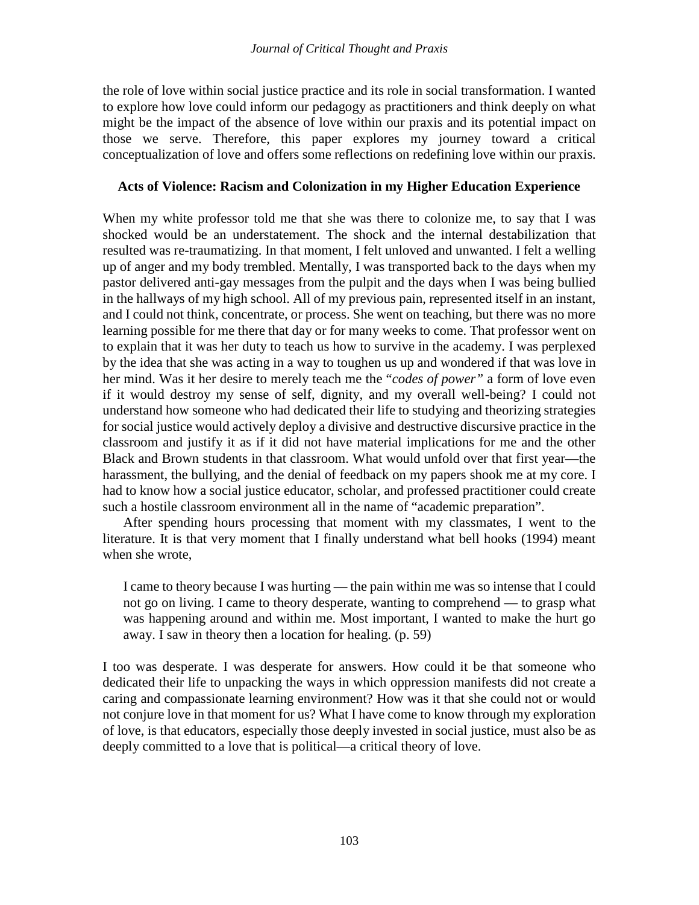the role of love within social justice practice and its role in social transformation. I wanted to explore how love could inform our pedagogy as practitioners and think deeply on what might be the impact of the absence of love within our praxis and its potential impact on those we serve. Therefore, this paper explores my journey toward a critical conceptualization of love and offers some reflections on redefining love within our praxis.

## Acts of Violence: Racism and Colonization in my Higher Education Experience

When my white professor told me that she was there to colonize me, to say that I was shocked would be an understatement. The shock and the internal destabilization that resulted was re-traumatizing. In that moment, I felt unloved and unwanted. I felt a welling up of anger and my body trembled. Mentally, I was transported back to the days when my pastor delivered anti-gay messages from the pulpit and the days when I was being bullied in the hallways of my high school. All of my previous pain, represented itself in an instant, and I could not think, concentrate, or process. She went on teaching, but there was no more learning possible for me there that day or for many weeks to come. That professor went on to explain that it was her duty to teach us how to survive in the academy. I was perplexed by the idea that she was acting in a way to toughen us up and wondered if that was love in her mind. Was it her desire to merely teach me the "*codes of power*" a form of love even if it would destroy my sense of self, dignity, and my overall well-being? I could not understand how someone who had dedicated their life to studying and theorizing strategies for social justice would actively deploy a divisive and destructive discursive practice in the classroom and justify it as if it did not have material implications for me and the other Black and Brown students in that classroom. What would unfold over that first year—the harassment, the bullying, and the denial of feedback on my papers shook me at my core. I had to know how a social justice educator, scholar, and professed practitioner could create such a hostile classroom environment all in the name of "academic preparation".

After spending hours processing that moment with my classmates, I went to the literature. It is that very moment that I finally understand what bell hooks (1994) meant when she wrote,

> I came to theory because I was hurting — the pain within me was so intense that I could not go on living. I came to theory desperate, wanting to comprehend — to grasp what was happening around and within me. Most important, I wanted to make the hurt go away. I saw in theory then a location for healing. (p. 59)

I too was desperate. I was desperate for answers. How could it be that someone who dedicated their life to unpacking the ways in which oppression manifests did not create a caring and compassionate learning environment? How was it that she could not or would not conjure love in that moment for us? What I have come to know through my exploration of love, is that educators, especially those deeply invested in social justice, must also be as deeply committed to a love that is political—a critical theory of love.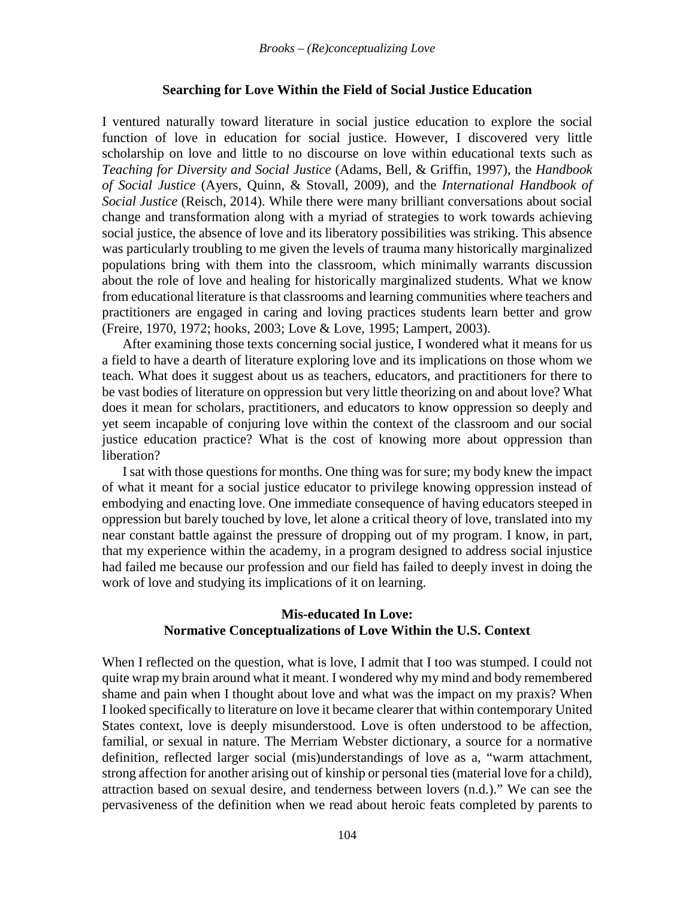## Searching for Love Within the Field of Social Justice Education

I ventured naturally toward literature in social justice education to explore the social function of love in education for social justice. However, I discovered very little scholarship on love and little to no discourse on love within educational texts such as *Teaching for Diversity and Social Justice* (Adams, Bell, & Griffin, 1997), the *Handbook of Social Justice* (Ayers, Quinn, & Stovall, 2009), and the *International Handbook of Social Justice* (Reisch, 2014). While there were many brilliant conversations about social change and transformation along with a myriad of strategies to work towards achieving social justice, the absence of love and its liberatory possibilities was striking. This absence was particularly troubling to me given the levels of trauma many historically marginalized populations bring with them into the classroom, which minimally warrants discussion about the role of love and healing for historically marginalized students. What we know from educational literature is that classrooms and learning communities where teachers and practitioners are engaged in caring and loving practices students learn better and grow (Freire, 1970, 1972; hooks, 2003; Love & Love, 1995; Lampert, 2003).

After examining those texts concerning social justice, I wondered what it means for us a field to have a dearth of literature exploring love and its implications on those whom we teach. What does it suggest about us as teachers, educators, and practitioners for there to be vast bodies of literature on oppression but very little theorizing on and about love? What does it mean for scholars, practitioners, and educators to know oppression so deeply and yet seem incapable of conjuring love within the context of the classroom and our social justice education practice? What is the cost of knowing more about oppression than liberation?

I sat with those questions for months. One thing was for sure; my body knew the impact of what it meant for a social justice educator to privilege knowing oppression instead of embodying and enacting love. One immediate consequence of having educators steeped in oppression but barely touched by love, let alone a critical theory of love, translated into my near constant battle against the pressure of dropping out of my program. I know, in part, that my experience within the academy, in a program designed to address social injustice had failed me because our profession and our field has failed to deeply invest in doing the work of love and studying its implications of it on learning.

## Mis-educated In Love: Normative Conceptualizations of Love Within the U.S. Context

When I reflected on the question, what is love, I admit that I too was stumped. I could not quite wrap my brain around what it meant. I wondered why my mind and body remembered shame and pain when I thought about love and what was the impact on my praxis? When I looked specifically to literature on love it became clearer that within contemporary United States context, love is deeply misunderstood. Love is often understood to be affection, familial, or sexual in nature. The Merriam Webster dictionary, a source for a normative definition, reflected larger social (mis)understandings of love as a, "warm attachment, strong affection for another arising out of kinship or personal ties (material love for a child), attraction based on sexual desire, and tenderness between lovers (n.d.)." We can see the pervasiveness of the definition when we read about heroic feats completed by parents to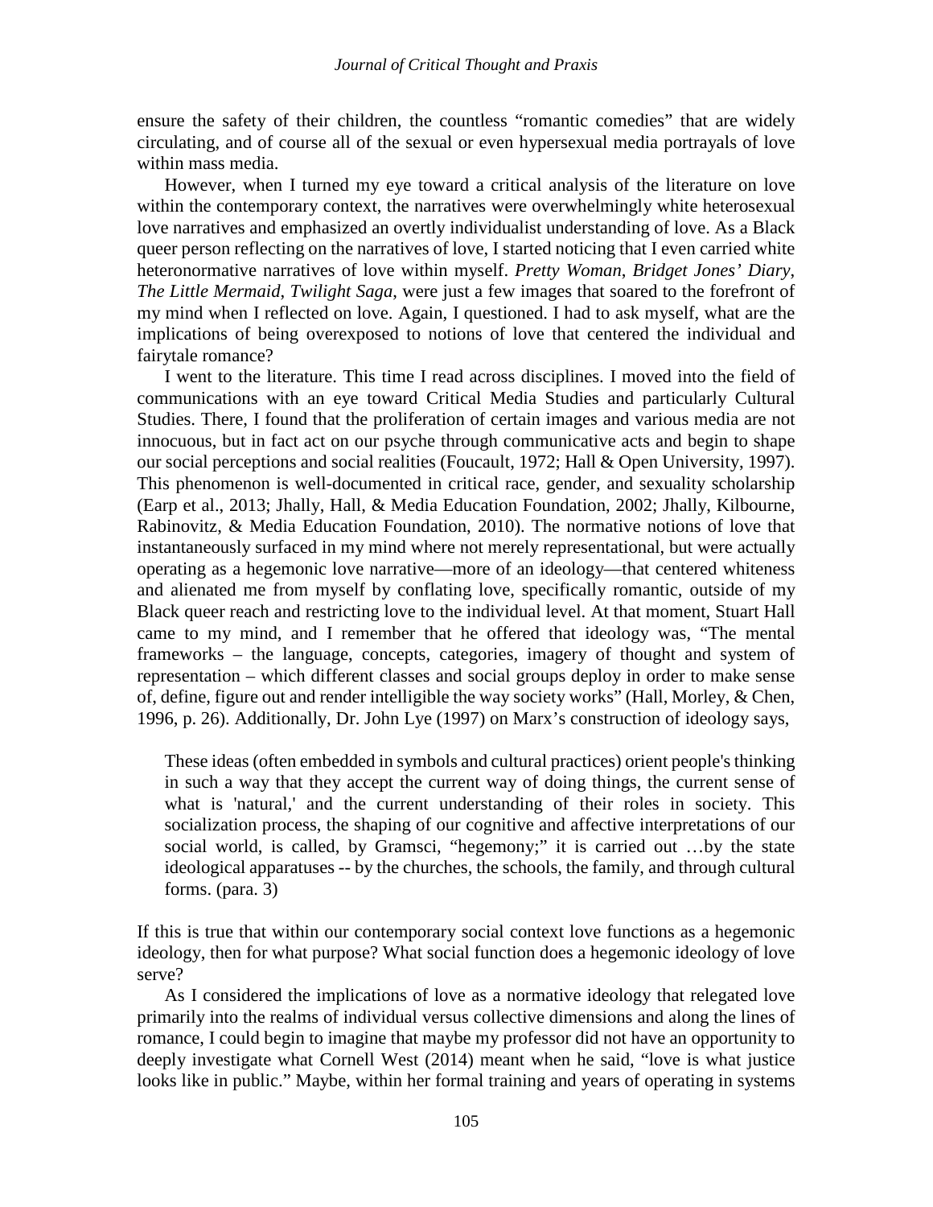ensure the safety of their children, the countless "romantic comedies" that are widely circulating, and of course all of the sexual or even hypersexual media portrayals of love within mass media.

However, when I turned my eye toward a critical analysis of the literature on love within the contemporary context, the narratives were overwhelmingly white heterosexual love narratives and emphasized an overtly individualist understanding of love. As a Black queer person reflecting on the narratives of love, I started noticing that I even carried white heteronormative narratives of love within myself. *Pretty Woman*, *Bridget Jones' Diary*, *The Little Mermaid*, *Twilight Saga*, were just a few images that soared to the forefront of my mind when I reflected on love. Again, I questioned. I had to ask myself, what are the implications of being overexposed to notions of love that centered the individual and fairytale romance?

I went to the literature. This time I read across disciplines. I moved into the field of communications with an eye toward Critical Media Studies and particularly Cultural Studies. There, I found that the proliferation of certain images and various media are not innocuous, but in fact act on our psyche through communicative acts and begin to shape our social perceptions and social realities (Foucault, 1972; Hall & Open University, 1997). This phenomenon is well-documented in critical race, gender, and sexuality scholarship (Earp et al., 2013; Jhally, Hall, & Media Education Foundation, 2002; Jhally, Kilbourne, Rabinovitz, & Media Education Foundation, 2010). The normative notions of love that instantaneously surfaced in my mind where not merely representational, but were actually operating as a hegemonic love narrative—more of an ideology—that centered whiteness and alienated me from myself by conflating love, specifically romantic, outside of my Black queer reach and restricting love to the individual level. At that moment, Stuart Hall came to my mind, and I remember that he offered that ideology was, "The mental frameworks – the language, concepts, categories, imagery of thought and system of representation – which different classes and social groups deploy in order to make sense of, define, figure out and render intelligible the way society works" (Hall, Morley, & Chen, 1996, p. 26). Additionally, Dr. John Lye (1997) on Marx's construction of ideology says,

> These ideas (often embedded in symbols and cultural practices) orient people's thinking in such a way that they accept the current way of doing things, the current sense of what is 'natural,' and the current understanding of their roles in society. This socialization process, the shaping of our cognitive and affective interpretations of our social world, is called, by Gramsci, "hegemony;" it is carried out …by the state ideological apparatuses -- by the churches, the schools, the family, and through cultural forms. (para. 3)

If this is true that within our contemporary social context love functions as a hegemonic ideology, then for what purpose? What social function does a hegemonic ideology of love serve?

As I considered the implications of love as a normative ideology that relegated love primarily into the realms of individual versus collective dimensions and along the lines of romance, I could begin to imagine that maybe my professor did not have an opportunity to deeply investigate what Cornell West (2014) meant when he said, "love is what justice looks like in public." Maybe, within her formal training and years of operating in systems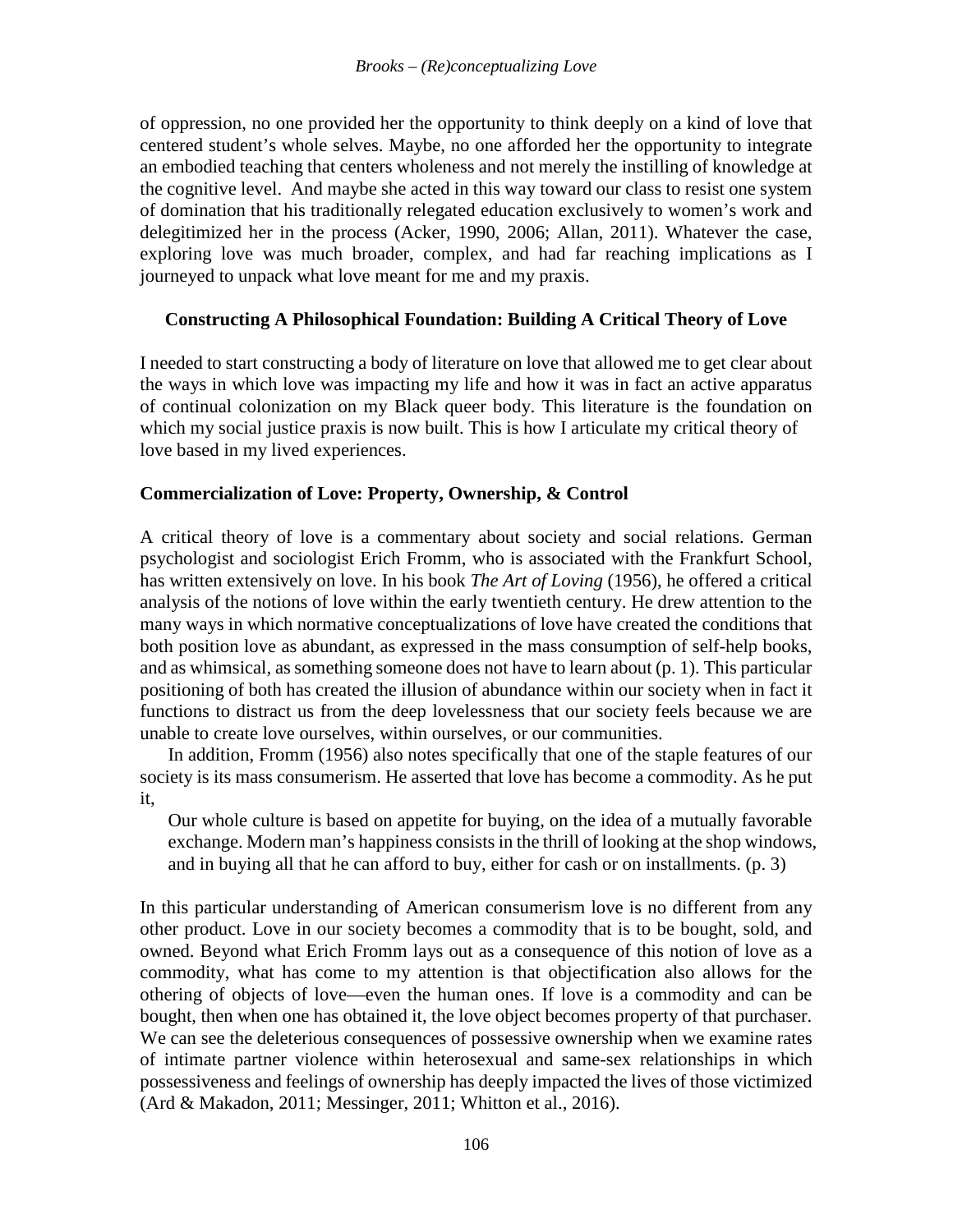of oppression, no one provided her the opportunity to think deeply on a kind of love that centered student's whole selves. Maybe, no one afforded her the opportunity to integrate an embodied teaching that centers wholeness and not merely the instilling of knowledge at the cognitive level. And maybe she acted in this way toward our class to resist one system of domination that his traditionally relegated education exclusively to women's work and delegitimized her in the process (Acker, 1990, 2006; Allan, 2011). Whatever the case, exploring love was much broader, complex, and had far reaching implications as I journeyed to unpack what love meant for me and my praxis.

## Constructing A Philosophical Foundation: Building A Critical Theory of Love

I needed to start constructing a body of literature on love that allowed me to get clear about the ways in which love was impacting my life and how it was in fact an active apparatus of continual colonization on my Black queer body. This literature is the foundation on which my social justice praxis is now built. This is how I articulate my critical theory of love based in my lived experiences.

### Commercialization of Love: Property, Ownership, & Control

A critical theory of love is a commentary about society and social relations. German psychologist and sociologist Erich Fromm, who is associated with the Frankfurt School, has written extensively on love. In his book *The Art of Loving* (1956), he offered a critical analysis of the notions of love within the early twentieth century. He drew attention to the many ways in which normative conceptualizations of love have created the conditions that both position love as abundant, as expressed in the mass consumption of self-help books, and as whimsical, as something someone does not have to learn about (p. 1). This particular positioning of both has created the illusion of abundance within our society when in fact it functions to distract us from the deep lovelessness that our society feels because we are unable to create love ourselves, within ourselves, or our communities.

In addition, Fromm (1956) also notes specifically that one of the staple features of our society is its mass consumerism. He asserted that love has become a commodity. As he put it,

> Our whole culture is based on appetite for buying, on the idea of a mutually favorable exchange. Modern man's happiness consists in the thrill of looking at the shop windows, and in buying all that he can afford to buy, either for cash or on installments. (p. 3)

In this particular understanding of American consumerism love is no different from any other product. Love in our society becomes a commodity that is to be bought, sold, and owned. Beyond what Erich Fromm lays out as a consequence of this notion of love as a commodity, what has come to my attention is that objectification also allows for the othering of objects of love—even the human ones. If love is a commodity and can be bought, then when one has obtained it, the love object becomes property of that purchaser. We can see the deleterious consequences of possessive ownership when we examine rates of intimate partner violence within heterosexual and same-sex relationships in which possessiveness and feelings of ownership has deeply impacted the lives of those victimized (Ard & Makadon, 2011; Messinger, 2011; Whitton et al., 2016).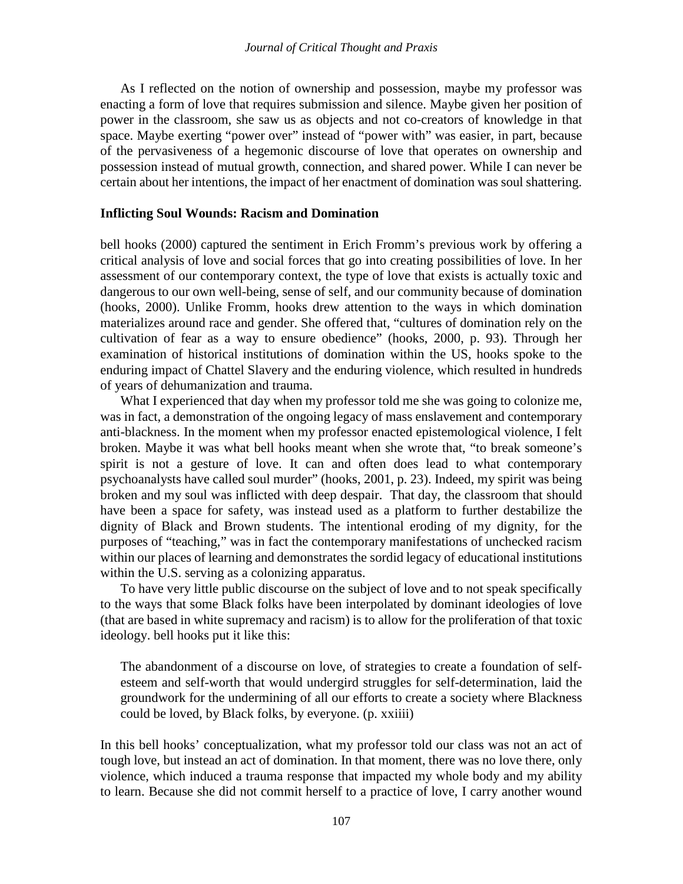As I reflected on the notion of ownership and possession, maybe my professor was enacting a form of love that requires submission and silence. Maybe given her position of power in the classroom, she saw us as objects and not co-creators of knowledge in that space. Maybe exerting "power over" instead of "power with" was easier, in part, because of the pervasiveness of a hegemonic discourse of love that operates on ownership and possession instead of mutual growth, connection, and shared power. While I can never be certain about her intentions, the impact of her enactment of domination was soul shattering.

## Inflicting Soul Wounds: Racism and Domination

bell hooks (2000) captured the sentiment in Erich Fromm's previous work by offering a critical analysis of love and social forces that go into creating possibilities of love. In her assessment of our contemporary context, the type of love that exists is actually toxic and dangerous to our own well-being, sense of self, and our community because of domination (hooks, 2000). Unlike Fromm, hooks drew attention to the ways in which domination materializes around race and gender. She offered that, "cultures of domination rely on the cultivation of fear as a way to ensure obedience" (hooks, 2000, p. 93). Through her examination of historical institutions of domination within the US, hooks spoke to the enduring impact of Chattel Slavery and the enduring violence, which resulted in hundreds of years of dehumanization and trauma.

What I experienced that day when my professor told me she was going to colonize me, was in fact, a demonstration of the ongoing legacy of mass enslavement and contemporary anti-blackness. In the moment when my professor enacted epistemological violence, I felt broken. Maybe it was what bell hooks meant when she wrote that, "to break someone's spirit is not a gesture of love. It can and often does lead to what contemporary psychoanalysts have called soul murder" (hooks, 2001, p. 23). Indeed, my spirit was being broken and my soul was inflicted with deep despair. That day, the classroom that should have been a space for safety, was instead used as a platform to further destabilize the dignity of Black and Brown students. The intentional eroding of my dignity, for the purposes of "teaching," was in fact the contemporary manifestations of unchecked racism within our places of learning and demonstrates the sordid legacy of educational institutions within the U.S. serving as a colonizing apparatus.

To have very little public discourse on the subject of love and to not speak specifically to the ways that some Black folks have been interpolated by dominant ideologies of love (that are based in white supremacy and racism) is to allow for the proliferation of that toxic ideology. bell hooks put it like this:

> The abandonment of a discourse on love, of strategies to create a foundation of self-esteem and self-worth that would undergird struggles for self-determination, laid the groundwork for the undermining of all our efforts to create a society where Blackness could be loved, by Black folks, by everyone. (p. xxiiii)

In this bell hooks' conceptualization, what my professor told our class was not an act of tough love, but instead an act of domination. In that moment, there was no love there, only violence, which induced a trauma response that impacted my whole body and my ability to learn. Because she did not commit herself to a practice of love, I carry another wound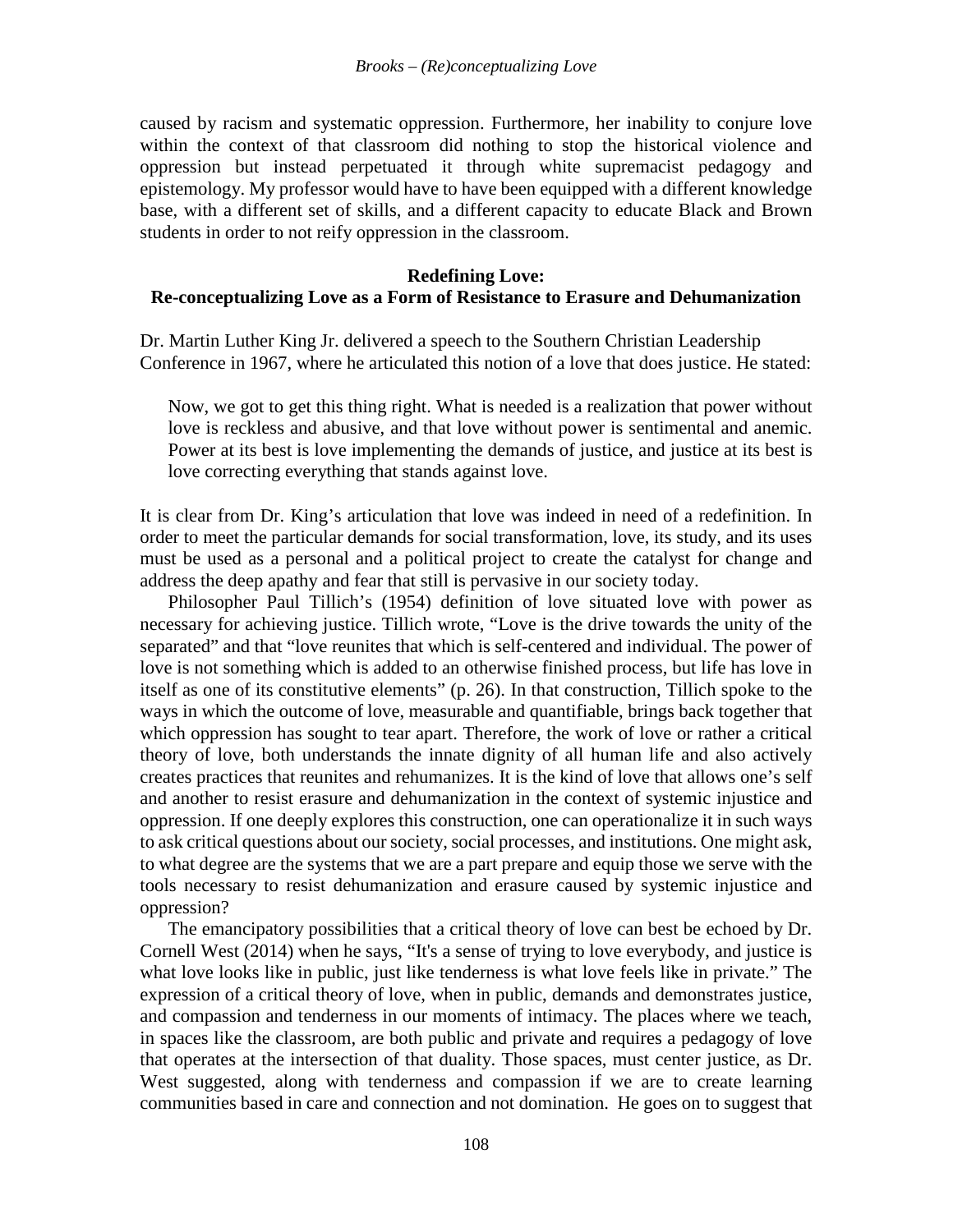caused by racism and systematic oppression. Furthermore, her inability to conjure love within the context of that classroom did nothing to stop the historical violence and oppression but instead perpetuated it through white supremacist pedagogy and epistemology. My professor would have to have been equipped with a different knowledge base, with a different set of skills, and a different capacity to educate Black and Brown students in order to not reify oppression in the classroom.

## Redefining Love: Re-conceptualizing Love as a Form of Resistance to Erasure and Dehumanization

Dr. Martin Luther King Jr. delivered a speech to the Southern Christian Leadership Conference in 1967, where he articulated this notion of a love that does justice. He stated:

> Now, we got to get this thing right. What is needed is a realization that power without love is reckless and abusive, and that love without power is sentimental and anemic. Power at its best is love implementing the demands of justice, and justice at its best is love correcting everything that stands against love.

It is clear from Dr. King's articulation that love was indeed in need of a redefinition. In order to meet the particular demands for social transformation, love, its study, and its uses must be used as a personal and a political project to create the catalyst for change and address the deep apathy and fear that still is pervasive in our society today.

Philosopher Paul Tillich's (1954) definition of love situated love with power as necessary for achieving justice. Tillich wrote, "Love is the drive towards the unity of the separated" and that "love reunites that which is self-centered and individual. The power of love is not something which is added to an otherwise finished process, but life has love in itself as one of its constitutive elements" (p. 26). In that construction, Tillich spoke to the ways in which the outcome of love, measurable and quantifiable, brings back together that which oppression has sought to tear apart. Therefore, the work of love or rather a critical theory of love, both understands the innate dignity of all human life and also actively creates practices that reunites and rehumanizes. It is the kind of love that allows one's self and another to resist erasure and dehumanization in the context of systemic injustice and oppression. If one deeply explores this construction, one can operationalize it in such ways to ask critical questions about our society, social processes, and institutions. One might ask, to what degree are the systems that we are a part prepare and equip those we serve with the tools necessary to resist dehumanization and erasure caused by systemic injustice and oppression?

The emancipatory possibilities that a critical theory of love can best be echoed by Dr. Cornell West (2014) when he says, "It's a sense of trying to love everybody, and justice is what love looks like in public, just like tenderness is what love feels like in private." The expression of a critical theory of love, when in public, demands and demonstrates justice, and compassion and tenderness in our moments of intimacy. The places where we teach, in spaces like the classroom, are both public and private and requires a pedagogy of love that operates at the intersection of that duality. Those spaces, must center justice, as Dr. West suggested, along with tenderness and compassion if we are to create learning communities based in care and connection and not domination. He goes on to suggest that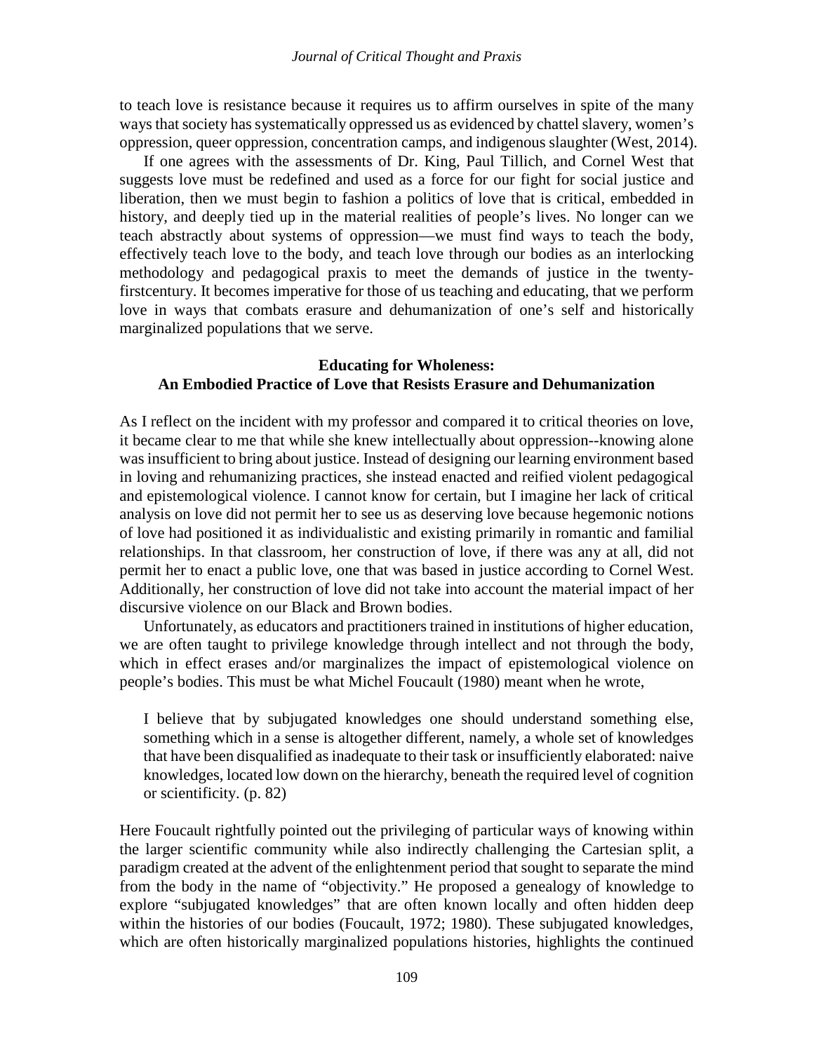to teach love is resistance because it requires us to affirm ourselves in spite of the many ways that society has systematically oppressed us as evidenced by chattel slavery, women's oppression, queer oppression, concentration camps, and indigenous slaughter (West, 2014).

If one agrees with the assessments of Dr. King, Paul Tillich, and Cornel West that suggests love must be redefined and used as a force for our fight for social justice and liberation, then we must begin to fashion a politics of love that is critical, embedded in history, and deeply tied up in the material realities of people's lives. No longer can we teach abstractly about systems of oppression—we must find ways to teach the body, effectively teach love to the body, and teach love through our bodies as an interlocking methodology and pedagogical praxis to meet the demands of justice in the twenty-firstcentury. It becomes imperative for those of us teaching and educating, that we perform love in ways that combats erasure and dehumanization of one's self and historically marginalized populations that we serve.

## Educating for Wholeness: An Embodied Practice of Love that Resists Erasure and Dehumanization

As I reflect on the incident with my professor and compared it to critical theories on love, it became clear to me that while she knew intellectually about oppression--knowing alone was insufficient to bring about justice. Instead of designing our learning environment based in loving and rehumanizing practices, she instead enacted and reified violent pedagogical and epistemological violence. I cannot know for certain, but I imagine her lack of critical analysis on love did not permit her to see us as deserving love because hegemonic notions of love had positioned it as individualistic and existing primarily in romantic and familial relationships. In that classroom, her construction of love, if there was any at all, did not permit her to enact a public love, one that was based in justice according to Cornel West. Additionally, her construction of love did not take into account the material impact of her discursive violence on our Black and Brown bodies.

Unfortunately, as educators and practitioners trained in institutions of higher education, we are often taught to privilege knowledge through intellect and not through the body, which in effect erases and/or marginalizes the impact of epistemological violence on people's bodies. This must be what Michel Foucault (1980) meant when he wrote,

> I believe that by subjugated knowledges one should understand something else, something which in a sense is altogether different, namely, a whole set of knowledges that have been disqualified as inadequate to their task or insufficiently elaborated: naive knowledges, located low down on the hierarchy, beneath the required level of cognition or scientificity. (p. 82)

Here Foucault rightfully pointed out the privileging of particular ways of knowing within the larger scientific community while also indirectly challenging the Cartesian split, a paradigm created at the advent of the enlightenment period that sought to separate the mind from the body in the name of "objectivity." He proposed a genealogy of knowledge to explore "subjugated knowledges" that are often known locally and often hidden deep within the histories of our bodies (Foucault, 1972; 1980). These subjugated knowledges, which are often historically marginalized populations histories, highlights the continued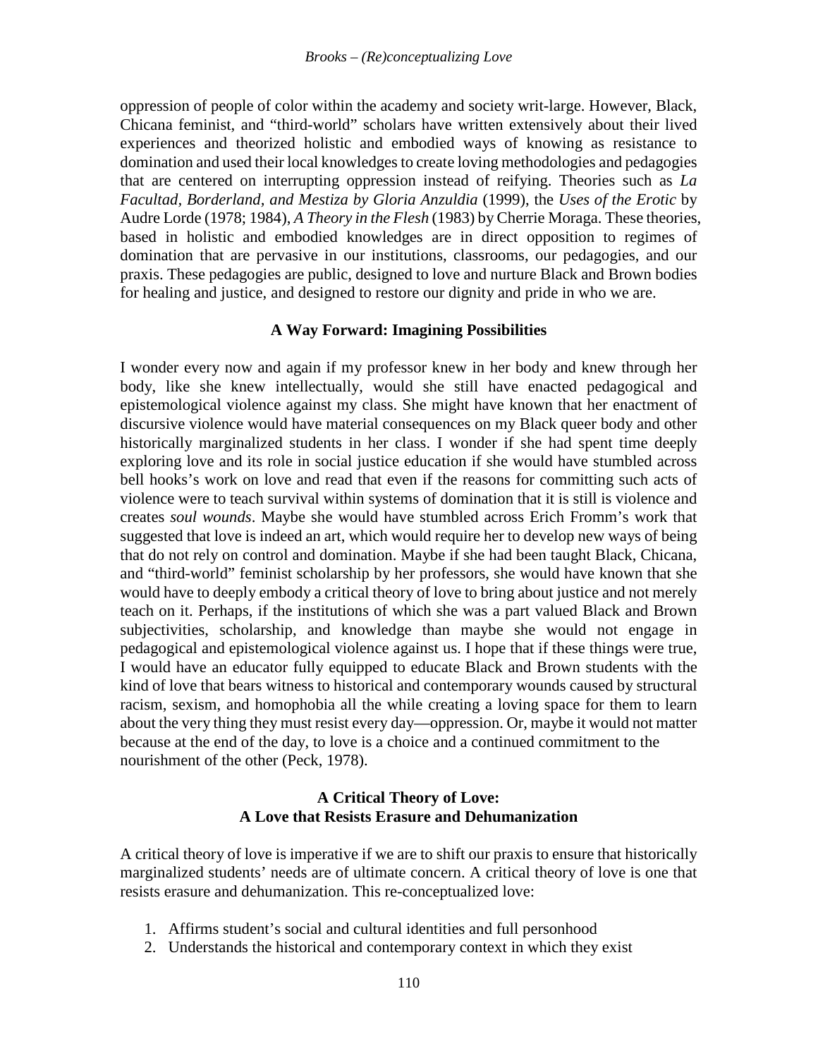oppression of people of color within the academy and society writ-large. However, Black, Chicana feminist, and "third-world" scholars have written extensively about their lived experiences and theorized holistic and embodied ways of knowing as resistance to domination and used their local knowledges to create loving methodologies and pedagogies that are centered on interrupting oppression instead of reifying. Theories such as *La Facultad, Borderland, and Mestiza by Gloria Anzuldia* (1999), the *Uses of the Erotic* by Audre Lorde (1978; 1984), *A Theory in the Flesh* (1983) by Cherrie Moraga. These theories, based in holistic and embodied knowledges are in direct opposition to regimes of domination that are pervasive in our institutions, classrooms, our pedagogies, and our praxis. These pedagogies are public, designed to love and nurture Black and Brown bodies for healing and justice, and designed to restore our dignity and pride in who we are.

## A Way Forward: Imagining Possibilities

I wonder every now and again if my professor knew in her body and knew through her body, like she knew intellectually, would she still have enacted pedagogical and epistemological violence against my class. She might have known that her enactment of discursive violence would have material consequences on my Black queer body and other historically marginalized students in her class. I wonder if she had spent time deeply exploring love and its role in social justice education if she would have stumbled across bell hooks's work on love and read that even if the reasons for committing such acts of violence were to teach survival within systems of domination that it is still is violence and creates *soul wounds*. Maybe she would have stumbled across Erich Fromm's work that suggested that love is indeed an art, which would require her to develop new ways of being that do not rely on control and domination. Maybe if she had been taught Black, Chicana, and "third-world" feminist scholarship by her professors, she would have known that she would have to deeply embody a critical theory of love to bring about justice and not merely teach on it. Perhaps, if the institutions of which she was a part valued Black and Brown subjectivities, scholarship, and knowledge than maybe she would not engage in pedagogical and epistemological violence against us. I hope that if these things were true, I would have an educator fully equipped to educate Black and Brown students with the kind of love that bears witness to historical and contemporary wounds caused by structural racism, sexism, and homophobia all the while creating a loving space for them to learn about the very thing they must resist every day—oppression. Or, maybe it would not matter because at the end of the day, to love is a choice and a continued commitment to the nourishment of the other (Peck, 1978).

## A Critical Theory of Love: A Love that Resists Erasure and Dehumanization

A critical theory of love is imperative if we are to shift our praxis to ensure that historically marginalized students' needs are of ultimate concern. A critical theory of love is one that resists erasure and dehumanization. This re-conceptualized love:

1. Affirms student's social and cultural identities and full personhood
2. Understands the historical and contemporary context in which they exist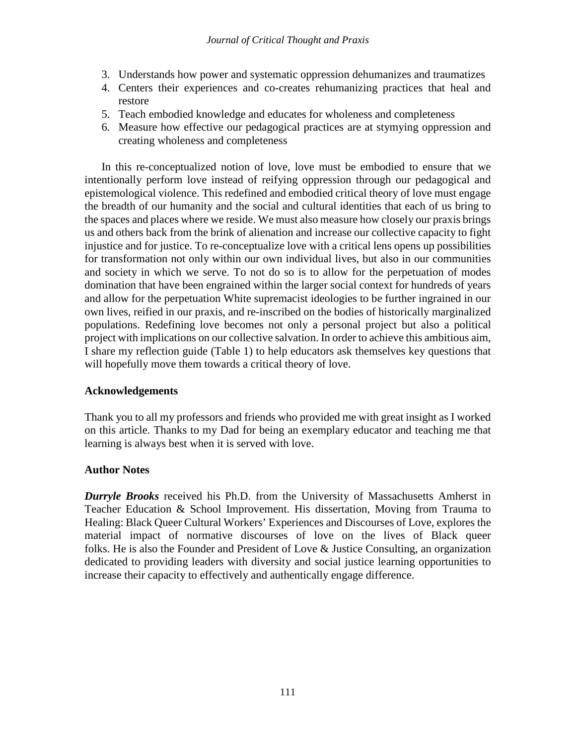3. Understands how power and systematic oppression dehumanizes and traumatizes
4. Centers their experiences and co-creates rehumanizing practices that heal and restore
5. Teach embodied knowledge and educates for wholeness and completeness
6. Measure how effective our pedagogical practices are at stymying oppression and creating wholeness and completeness

In this re-conceptualized notion of love, love must be embodied to ensure that we intentionally perform love instead of reifying oppression through our pedagogical and epistemological violence. This redefined and embodied critical theory of love must engage the breadth of our humanity and the social and cultural identities that each of us bring to the spaces and places where we reside. We must also measure how closely our praxis brings us and others back from the brink of alienation and increase our collective capacity to fight injustice and for justice. To re-conceptualize love with a critical lens opens up possibilities for transformation not only within our own individual lives, but also in our communities and society in which we serve. To not do so is to allow for the perpetuation of modes domination that have been engrained within the larger social context for hundreds of years and allow for the perpetuation White supremacist ideologies to be further ingrained in our own lives, reified in our praxis, and re-inscribed on the bodies of historically marginalized populations. Redefining love becomes not only a personal project but also a political project with implications on our collective salvation. In order to achieve this ambitious aim, I share my reflection guide (Table 1) to help educators ask themselves key questions that will hopefully move them towards a critical theory of love.

## Acknowledgements

Thank you to all my professors and friends who provided me with great insight as I worked on this article. Thanks to my Dad for being an exemplary educator and teaching me that learning is always best when it is served with love.

## Author Notes

***Durryle Brooks*** received his Ph.D. from the University of Massachusetts Amherst in Teacher Education & School Improvement. His dissertation, Moving from Trauma to Healing: Black Queer Cultural Workers' Experiences and Discourses of Love, explores the material impact of normative discourses of love on the lives of Black queer folks. He is also the Founder and President of Love & Justice Consulting, an organization dedicated to providing leaders with diversity and social justice learning opportunities to increase their capacity to effectively and authentically engage difference.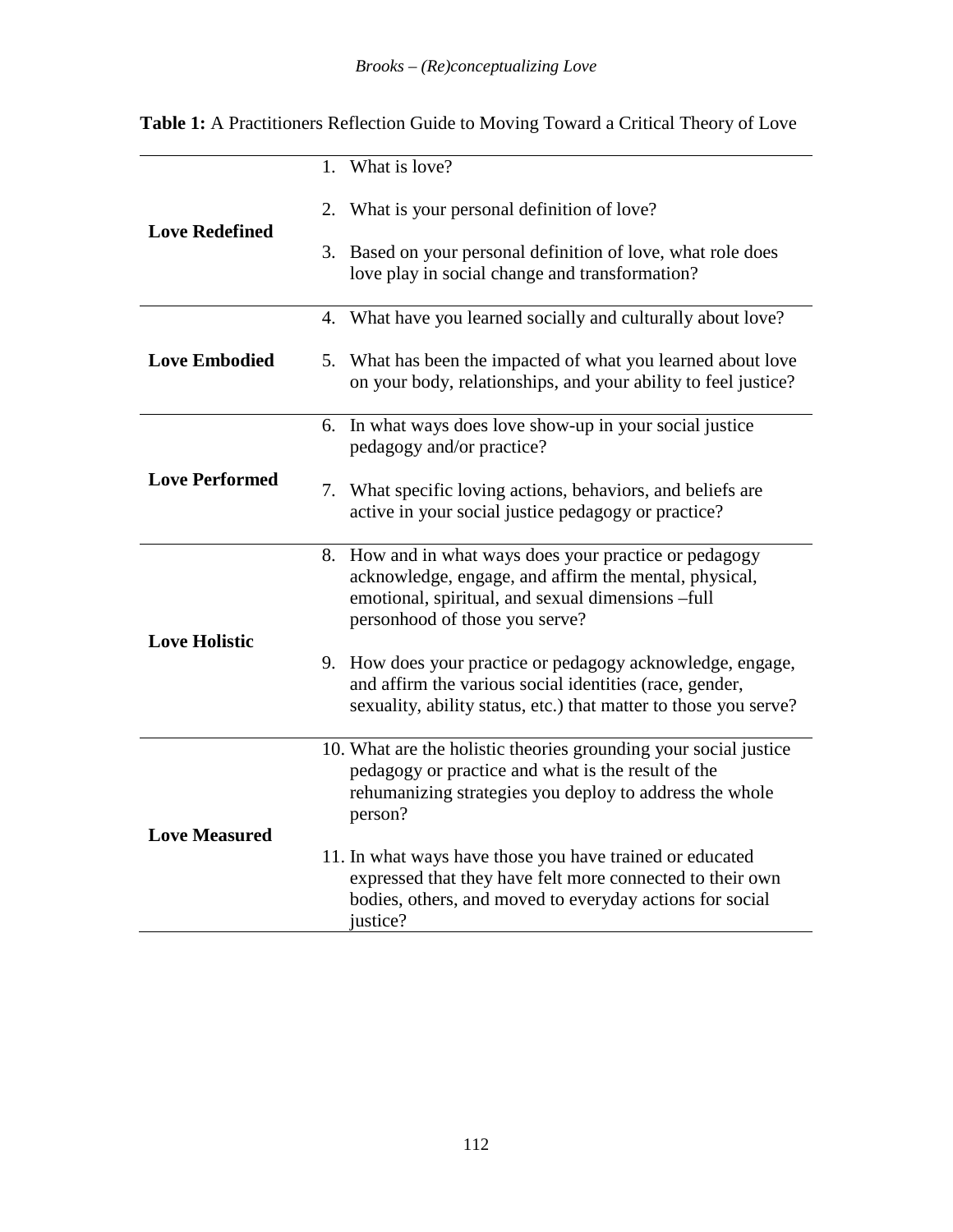**Table 1:** A Practitioners Reflection Guide to Moving Toward a Critical Theory of Love

| | |
|---|---|
| **Love Redefined** | 1. What is love?<br>2. What is your personal definition of love?<br>3. Based on your personal definition of love, what role does love play in social change and transformation? |
| **Love Embodied** | 4. What have you learned socially and culturally about love?<br>5. What has been the impacted of what you learned about love on your body, relationships, and your ability to feel justice? |
| **Love Performed** | 6. In what ways does love show-up in your social justice pedagogy and/or practice?<br>7. What specific loving actions, behaviors, and beliefs are active in your social justice pedagogy or practice? |
| **Love Holistic** | 8. How and in what ways does your practice or pedagogy acknowledge, engage, and affirm the mental, physical, emotional, spiritual, and sexual dimensions –full personhood of those you serve?<br>9. How does your practice or pedagogy acknowledge, engage, and affirm the various social identities (race, gender, sexuality, ability status, etc.) that matter to those you serve? |
| **Love Measured** | 10. What are the holistic theories grounding your social justice pedagogy or practice and what is the result of the rehumanizing strategies you deploy to address the whole person?<br>11. In what ways have those you have trained or educated expressed that they have felt more connected to their own bodies, others, and moved to everyday actions for social justice? |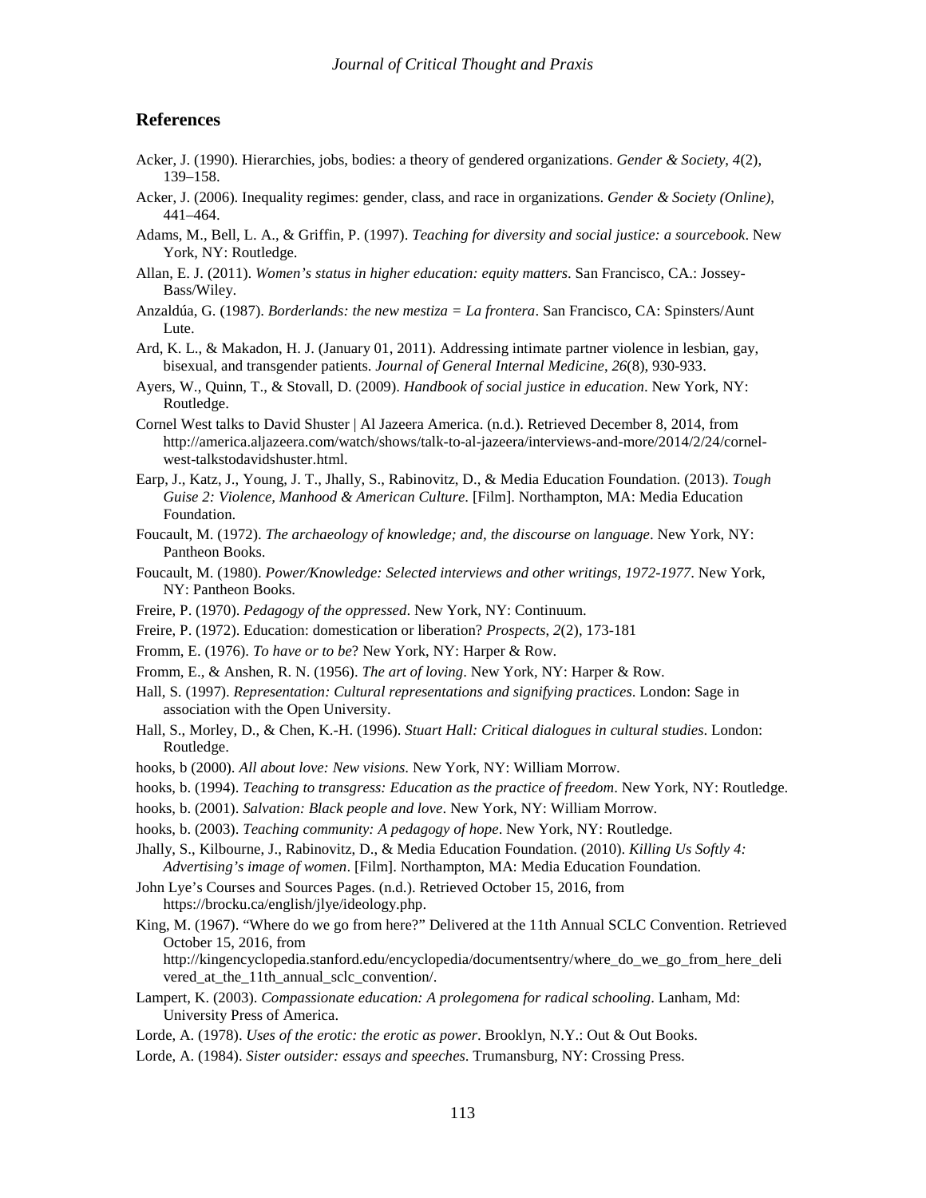## References

Acker, J. (1990). Hierarchies, jobs, bodies: a theory of gendered organizations. *Gender & Society*, *4*(2), 139–158.

Acker, J. (2006). Inequality regimes: gender, class, and race in organizations. *Gender & Society (Online)*, 441–464.

Adams, M., Bell, L. A., & Griffin, P. (1997). *Teaching for diversity and social justice: a sourcebook*. New York, NY: Routledge.

Allan, E. J. (2011). *Women's status in higher education: equity matters*. San Francisco, CA.: Jossey-Bass/Wiley.

Anzaldúa, G. (1987). *Borderlands: the new mestiza = La frontera*. San Francisco, CA: Spinsters/Aunt Lute.

Ard, K. L., & Makadon, H. J. (January 01, 2011). Addressing intimate partner violence in lesbian, gay, bisexual, and transgender patients. *Journal of General Internal Medicine*, *26*(8), 930-933.

Ayers, W., Quinn, T., & Stovall, D. (2009). *Handbook of social justice in education*. New York, NY: Routledge.

Cornel West talks to David Shuster | Al Jazeera America. (n.d.). Retrieved December 8, 2014, from http://america.aljazeera.com/watch/shows/talk-to-al-jazeera/interviews-and-more/2014/2/24/cornel-west-talkstodavidshuster.html.

Earp, J., Katz, J., Young, J. T., Jhally, S., Rabinovitz, D., & Media Education Foundation. (2013). *Tough Guise 2: Violence, Manhood & American Culture*. [Film]. Northampton, MA: Media Education Foundation.

Foucault, M. (1972). *The archaeology of knowledge; and, the discourse on language*. New York, NY: Pantheon Books.

Foucault, M. (1980). *Power/Knowledge: Selected interviews and other writings, 1972-1977*. New York, NY: Pantheon Books.

Freire, P. (1970). *Pedagogy of the oppressed*. New York, NY: Continuum.

Freire, P. (1972). Education: domestication or liberation? *Prospects*, *2*(2), 173-181

Fromm, E. (1976). *To have or to be*? New York, NY: Harper & Row.

Fromm, E., & Anshen, R. N. (1956). *The art of loving*. New York, NY: Harper & Row.

Hall, S. (1997). *Representation: Cultural representations and signifying practices*. London: Sage in association with the Open University.

Hall, S., Morley, D., & Chen, K.-H. (1996). *Stuart Hall: Critical dialogues in cultural studies*. London: Routledge.

hooks, b (2000). *All about love: New visions*. New York, NY: William Morrow.

hooks, b. (1994). *Teaching to transgress: Education as the practice of freedom*. New York, NY: Routledge.

hooks, b. (2001). *Salvation: Black people and love*. New York, NY: William Morrow.

hooks, b. (2003). *Teaching community: A pedagogy of hope*. New York, NY: Routledge.

Jhally, S., Kilbourne, J., Rabinovitz, D., & Media Education Foundation. (2010). *Killing Us Softly 4: Advertising's image of women*. [Film]. Northampton, MA: Media Education Foundation.

John Lye's Courses and Sources Pages. (n.d.). Retrieved October 15, 2016, from https://brocku.ca/english/jlye/ideology.php.

King, M. (1967). "Where do we go from here?" Delivered at the 11th Annual SCLC Convention. Retrieved October 15, 2016, from http://kingencyclopedia.stanford.edu/encyclopedia/documentsentry/where_do_we_go_from_here_delivered_at_the_11th_annual_sclc_convention/.

Lampert, K. (2003). *Compassionate education: A prolegomena for radical schooling*. Lanham, Md: University Press of America.

Lorde, A. (1978). *Uses of the erotic: the erotic as power*. Brooklyn, N.Y.: Out & Out Books.

Lorde, A. (1984). *Sister outsider: essays and speeches*. Trumansburg, NY: Crossing Press.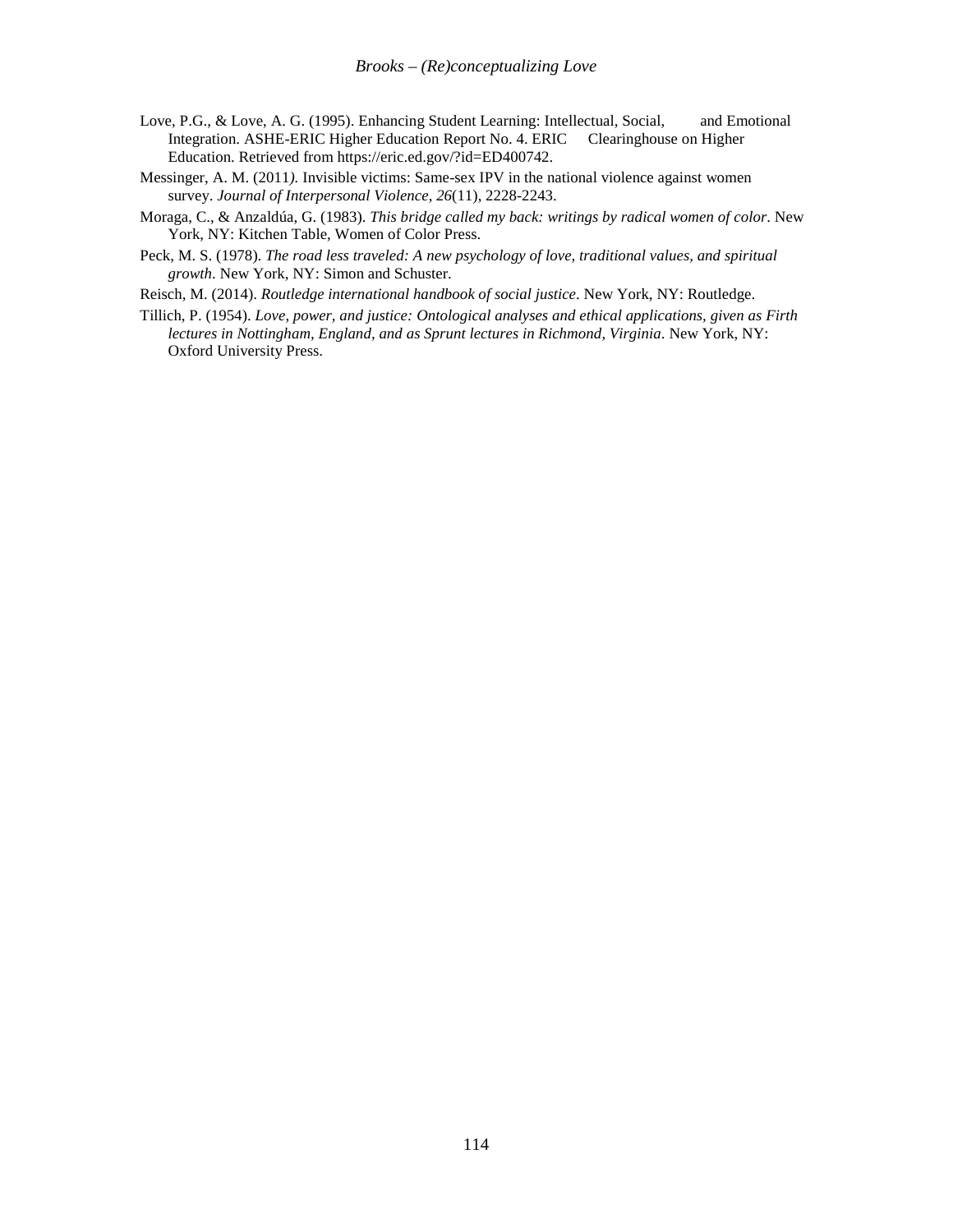Love, P.G., & Love, A. G. (1995). Enhancing Student Learning: Intellectual, Social, and Emotional Integration. ASHE-ERIC Higher Education Report No. 4. ERIC Clearinghouse on Higher Education. Retrieved from https://eric.ed.gov/?id=ED400742.

Messinger, A. M. (2011). Invisible victims: Same-sex IPV in the national violence against women survey. *Journal of Interpersonal Violence, 26*(11), 2228-2243.

Moraga, C., & Anzaldúa, G. (1983). *This bridge called my back: writings by radical women of color*. New York, NY: Kitchen Table, Women of Color Press.

Peck, M. S. (1978). *The road less traveled: A new psychology of love, traditional values, and spiritual growth*. New York, NY: Simon and Schuster.

Reisch, M. (2014). *Routledge international handbook of social justice*. New York, NY: Routledge.

Tillich, P. (1954). *Love, power, and justice: Ontological analyses and ethical applications, given as Firth lectures in Nottingham, England, and as Sprunt lectures in Richmond, Virginia*. New York, NY: Oxford University Press.